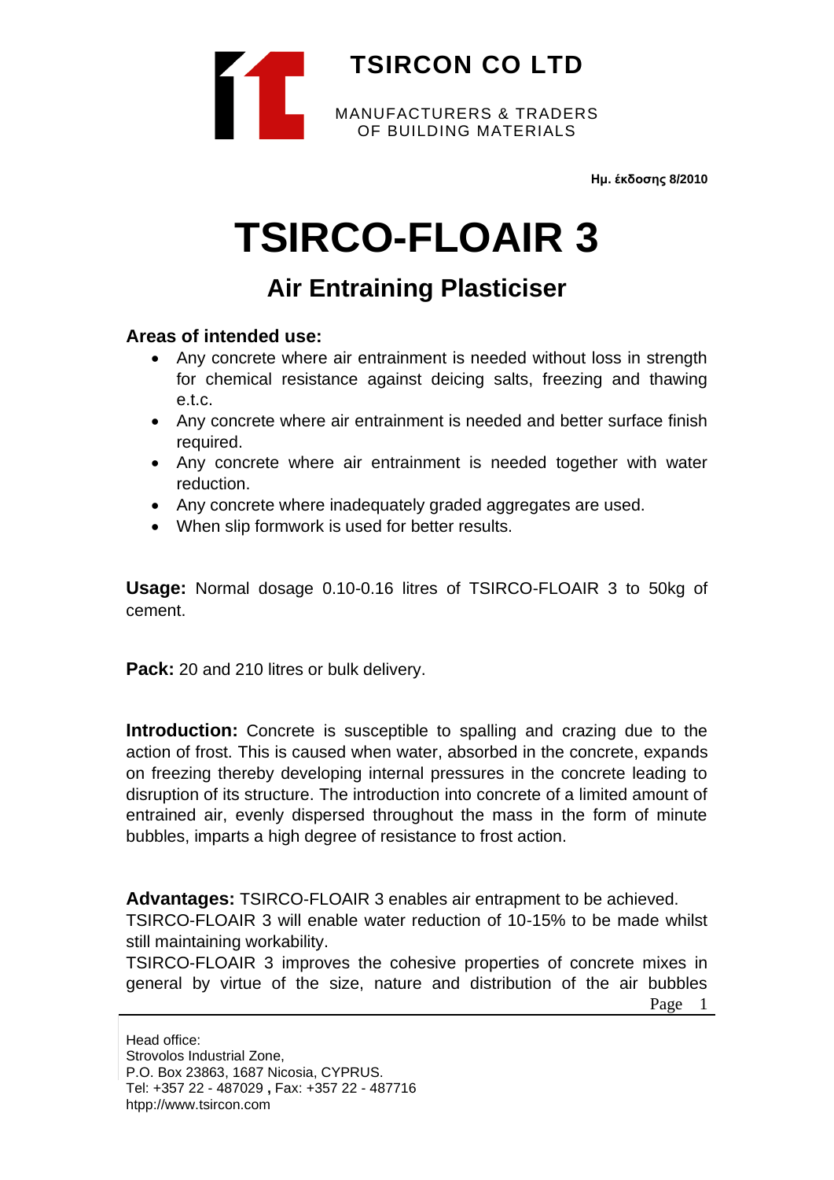**TSIRCON CO LTD**

MANUFACTURERS & TRADERS
OF BUILDING MATERIALS

**Ημ. έκδοσης 8/2010**

# TSIRCO-FLOAIR 3

## Air Entraining Plasticiser

**Areas of intended use:**

- Any concrete where air entrainment is needed without loss in strength for chemical resistance against deicing salts, freezing and thawing e.t.c.
- Any concrete where air entrainment is needed and better surface finish required.
- Any concrete where air entrainment is needed together with water reduction.
- Any concrete where inadequately graded aggregates are used.
- When slip formwork is used for better results.

**Usage:** Normal dosage 0.10-0.16 litres of TSIRCO-FLOAIR 3 to 50kg of cement.

**Pack:** 20 and 210 litres or bulk delivery.

**Introduction:** Concrete is susceptible to spalling and crazing due to the action of frost. This is caused when water, absorbed in the concrete, expands on freezing thereby developing internal pressures in the concrete leading to disruption of its structure. The introduction into concrete of a limited amount of entrained air, evenly dispersed throughout the mass in the form of minute bubbles, imparts a high degree of resistance to frost action.

**Advantages:** TSIRCO-FLOAIR 3 enables air entrapment to be achieved.
TSIRCO-FLOAIR 3 will enable water reduction of 10-15% to be made whilst still maintaining workability.
TSIRCO-FLOAIR 3 improves the cohesive properties of concrete mixes in general by virtue of the size, nature and distribution of the air bubbles

Head office:
Strovolos Industrial Zone,
P.O. Box 23863, 1687 Nicosia, CYPRUS.
Tel: +357 22 - 487029 , Fax: +357 22 - 487716
htpp://www.tsircon.com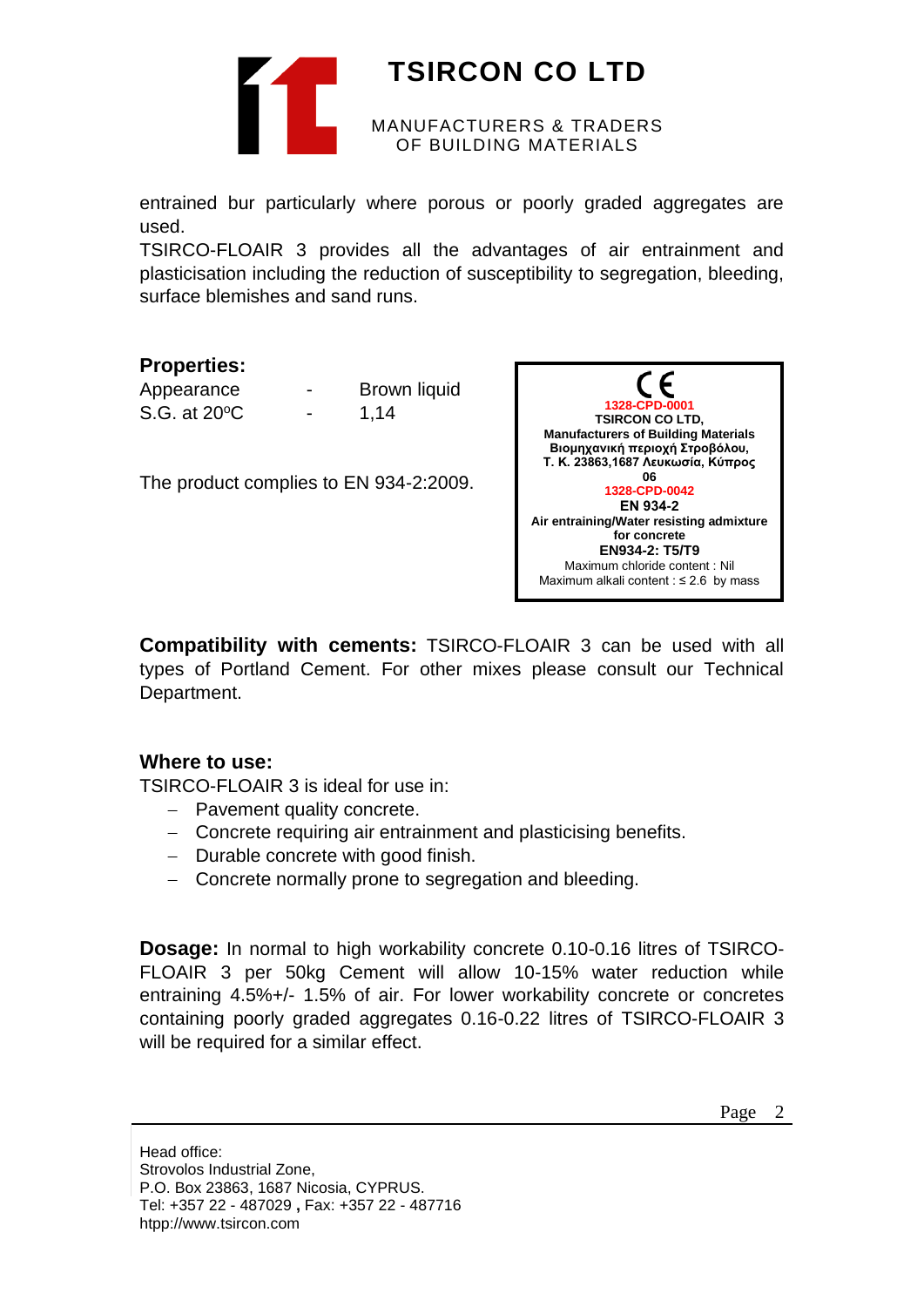entrained bur particularly where porous or poorly graded aggregates are used.

TSIRCO-FLOAIR 3 provides all the advantages of air entrainment and plasticisation including the reduction of susceptibility to segregation, bleeding, surface blemishes and sand runs.

## Properties:

| | | |
|---|---|---|
| Appearance | - | Brown liquid |
| S.G. at 20ºC | - | 1,14 |

The product complies to EN 934-2:2009.

CE
**1328-CPD-0001**
**TSIRCON CO LTD,**
**Manufacturers of Building Materials**
**Βιομηχανική περιοχή Στροβόλου,**
**Τ. Κ. 23863,1687 Λευκωσία, Κύπρος**
**06**
**1328-CPD-0042**
**EN 934-2**
**Air entraining/Water resisting admixture for concrete**
**EN934-2: T5/T9**
Maximum chloride content : Nil
Maximum alkali content : ≤ 2.6 by mass

**Compatibility with cements:** TSIRCO-FLOAIR 3 can be used with all types of Portland Cement. For other mixes please consult our Technical Department.

## Where to use:

TSIRCO-FLOAIR 3 is ideal for use in:

- Pavement quality concrete.
- Concrete requiring air entrainment and plasticising benefits.
- Durable concrete with good finish.
- Concrete normally prone to segregation and bleeding.

**Dosage:** In normal to high workability concrete 0.10-0.16 litres of TSIRCO-FLOAIR 3 per 50kg Cement will allow 10-15% water reduction while entraining 4.5%+/- 1.5% of air. For lower workability concrete or concretes containing poorly graded aggregates 0.16-0.22 litres of TSIRCO-FLOAIR 3 will be required for a similar effect.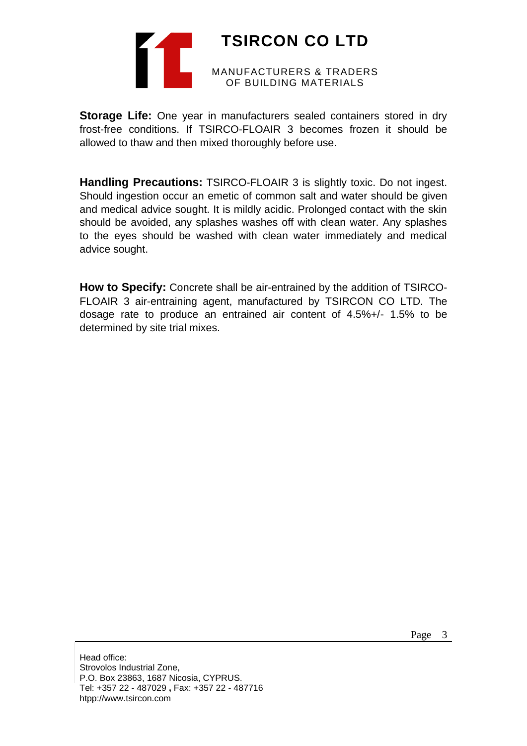**Storage Life:** One year in manufacturers sealed containers stored in dry frost-free conditions. If TSIRCO-FLOAIR 3 becomes frozen it should be allowed to thaw and then mixed thoroughly before use.

**Handling Precautions:** TSIRCO-FLOAIR 3 is slightly toxic. Do not ingest. Should ingestion occur an emetic of common salt and water should be given and medical advice sought. It is mildly acidic. Prolonged contact with the skin should be avoided, any splashes washes off with clean water. Any splashes to the eyes should be washed with clean water immediately and medical advice sought.

**How to Specify:** Concrete shall be air-entrained by the addition of TSIRCO-FLOAIR 3 air-entraining agent, manufactured by TSIRCON CO LTD. The dosage rate to produce an entrained air content of 4.5%+/- 1.5% to be determined by site trial mixes.